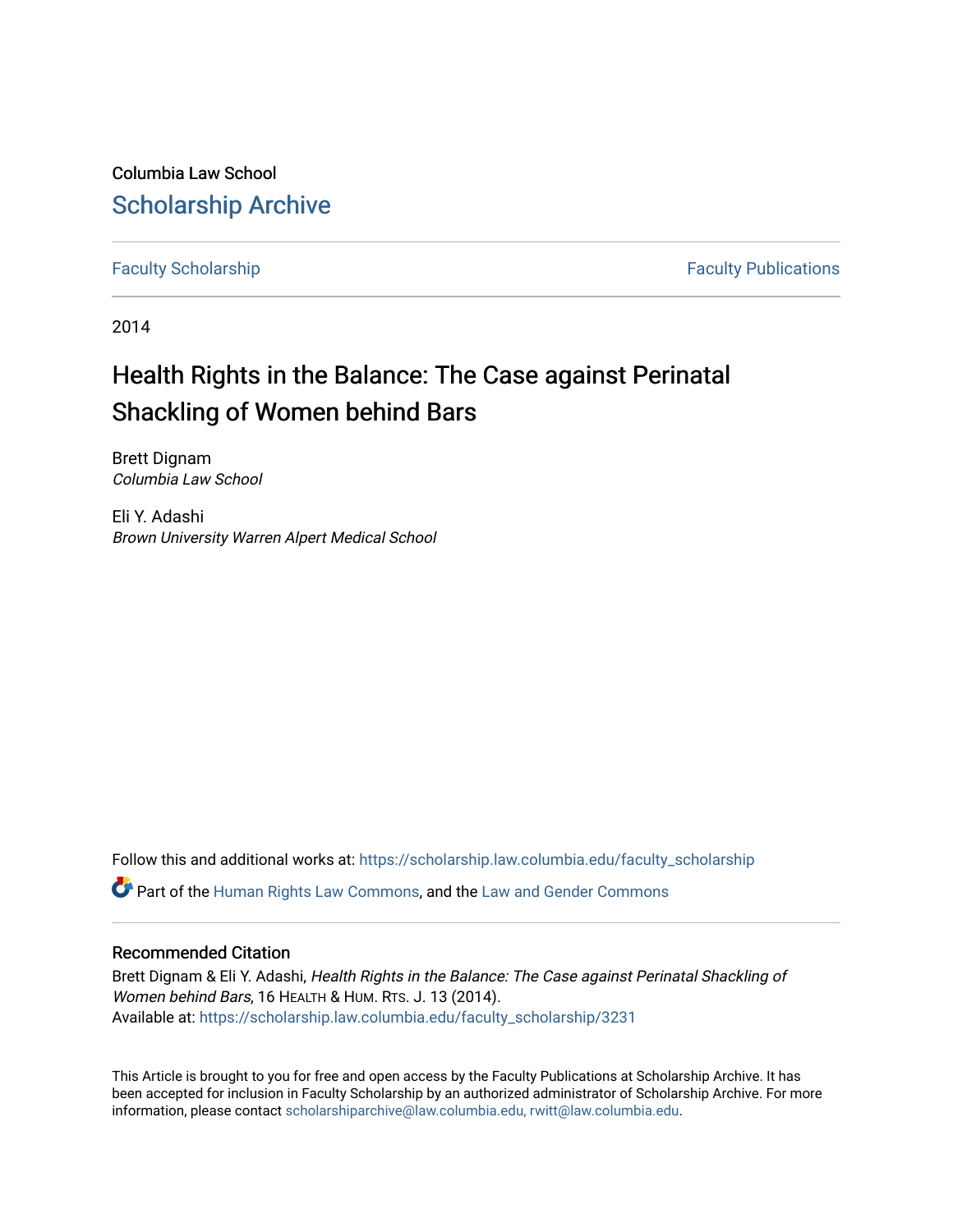Columbia Law School

# Scholarship Archive

Faculty Scholarship | Faculty Publications

2014

# Health Rights in the Balance: The Case against Perinatal Shackling of Women behind Bars

Brett Dignam
*Columbia Law School*

Eli Y. Adashi
*Brown University Warren Alpert Medical School*

Follow this and additional works at: https://scholarship.law.columbia.edu/faculty_scholarship

Part of the Human Rights Law Commons, and the Law and Gender Commons

## Recommended Citation

Brett Dignam & Eli Y. Adashi, *Health Rights in the Balance: The Case against Perinatal Shackling of Women behind Bars*, 16 HEALTH & HUM. RTS. J. 13 (2014).
Available at: https://scholarship.law.columbia.edu/faculty_scholarship/3231

This Article is brought to you for free and open access by the Faculty Publications at Scholarship Archive. It has been accepted for inclusion in Faculty Scholarship by an authorized administrator of Scholarship Archive. For more information, please contact scholarshiparchive@law.columbia.edu, rwitt@law.columbia.edu.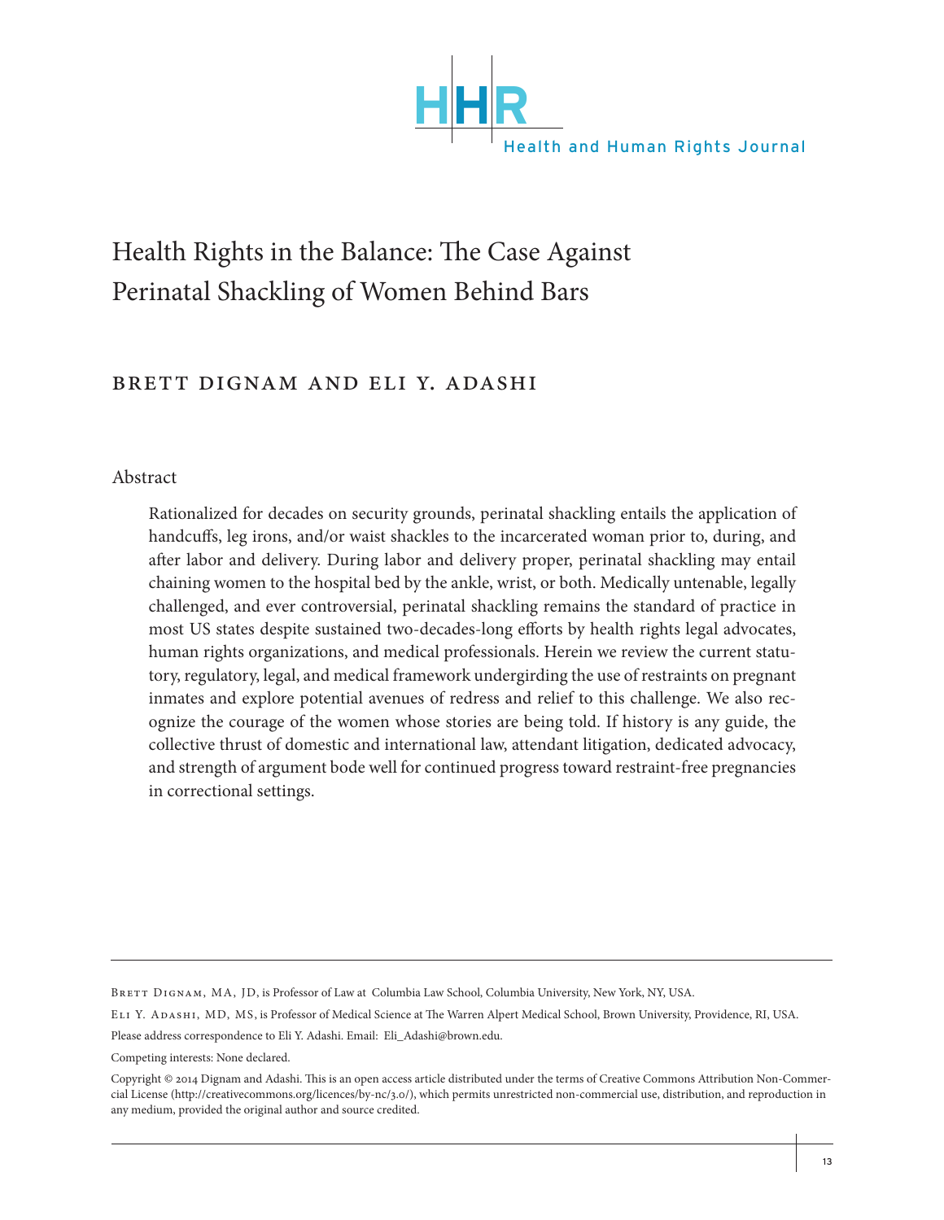# Health Rights in the Balance: The Case Against Perinatal Shackling of Women Behind Bars

BRETT DIGNAM AND ELI Y. ADASHI

## Abstract

Rationalized for decades on security grounds, perinatal shackling entails the application of handcuffs, leg irons, and/or waist shackles to the incarcerated woman prior to, during, and after labor and delivery. During labor and delivery proper, perinatal shackling may entail chaining women to the hospital bed by the ankle, wrist, or both. Medically untenable, legally challenged, and ever controversial, perinatal shackling remains the standard of practice in most US states despite sustained two-decades-long efforts by health rights legal advocates, human rights organizations, and medical professionals. Herein we review the current statutory, regulatory, legal, and medical framework undergirding the use of restraints on pregnant inmates and explore potential avenues of redress and relief to this challenge. We also recognize the courage of the women whose stories are being told. If history is any guide, the collective thrust of domestic and international law, attendant litigation, dedicated advocacy, and strength of argument bode well for continued progress toward restraint-free pregnancies in correctional settings.

---

Brett Dignam, MA, JD, is Professor of Law at Columbia Law School, Columbia University, New York, NY, USA.

Eli Y. Adashi, MD, MS, is Professor of Medical Science at The Warren Alpert Medical School, Brown University, Providence, RI, USA.

Please address correspondence to Eli Y. Adashi. Email: Eli_Adashi@brown.edu.

Competing interests: None declared.

Copyright © 2014 Dignam and Adashi. This is an open access article distributed under the terms of Creative Commons Attribution Non-Commercial License (http://creativecommons.org/licences/by-nc/3.0/), which permits unrestricted non-commercial use, distribution, and reproduction in any medium, provided the original author and source credited.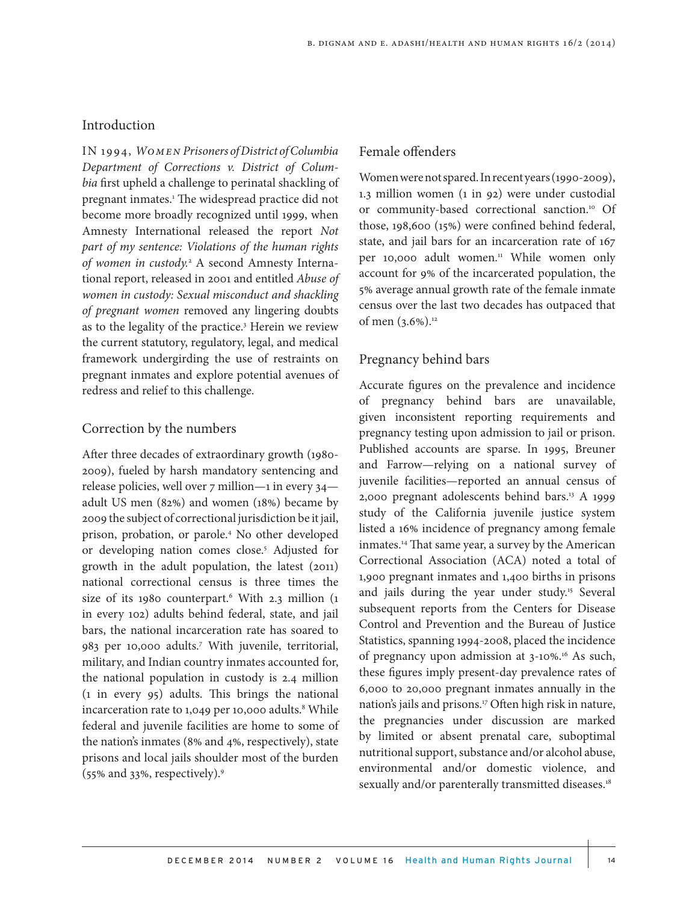## Introduction

IN 1994, *Women Prisoners of District of Columbia Department of Corrections v. District of Columbia* first upheld a challenge to perinatal shackling of pregnant inmates.[1] The widespread practice did not become more broadly recognized until 1999, when Amnesty International released the report *Not part of my sentence: Violations of the human rights of women in custody.*[2] A second Amnesty International report, released in 2001 and entitled *Abuse of women in custody: Sexual misconduct and shackling of pregnant women* removed any lingering doubts as to the legality of the practice.[3] Herein we review the current statutory, regulatory, legal, and medical framework undergirding the use of restraints on pregnant inmates and explore potential avenues of redress and relief to this challenge.

## Correction by the numbers

After three decades of extraordinary growth (1980-2009), fueled by harsh mandatory sentencing and release policies, well over 7 million—1 in every 34—adult US men (82%) and women (18%) became by 2009 the subject of correctional jurisdiction be it jail, prison, probation, or parole.[4] No other developed or developing nation comes close.[5] Adjusted for growth in the adult population, the latest (2011) national correctional census is three times the size of its 1980 counterpart.[6] With 2.3 million (1 in every 102) adults behind federal, state, and jail bars, the national incarceration rate has soared to 983 per 10,000 adults.[7] With juvenile, territorial, military, and Indian country inmates accounted for, the national population in custody is 2.4 million (1 in every 95) adults. This brings the national incarceration rate to 1,049 per 10,000 adults.[8] While federal and juvenile facilities are home to some of the nation's inmates (8% and 4%, respectively), state prisons and local jails shoulder most of the burden (55% and 33%, respectively).[9]

## Female offenders

Women were not spared. In recent years (1990-2009), 1.3 million women (1 in 92) were under custodial or community-based correctional sanction.[10] Of those, 198,600 (15%) were confined behind federal, state, and jail bars for an incarceration rate of 167 per 10,000 adult women.[11] While women only account for 9% of the incarcerated population, the 5% average annual growth rate of the female inmate census over the last two decades has outpaced that of men (3.6%).[12]

## Pregnancy behind bars

Accurate figures on the prevalence and incidence of pregnancy behind bars are unavailable, given inconsistent reporting requirements and pregnancy testing upon admission to jail or prison. Published accounts are sparse. In 1995, Breuner and Farrow—relying on a national survey of juvenile facilities—reported an annual census of 2,000 pregnant adolescents behind bars.[13] A 1999 study of the California juvenile justice system listed a 16% incidence of pregnancy among female inmates.[14] That same year, a survey by the American Correctional Association (ACA) noted a total of 1,900 pregnant inmates and 1,400 births in prisons and jails during the year under study.[15] Several subsequent reports from the Centers for Disease Control and Prevention and the Bureau of Justice Statistics, spanning 1994-2008, placed the incidence of pregnancy upon admission at 3-10%.[16] As such, these figures imply present-day prevalence rates of 6,000 to 20,000 pregnant inmates annually in the nation's jails and prisons.[17] Often high risk in nature, the pregnancies under discussion are marked by limited or absent prenatal care, suboptimal nutritional support, substance and/or alcohol abuse, environmental and/or domestic violence, and sexually and/or parenterally transmitted diseases.[18]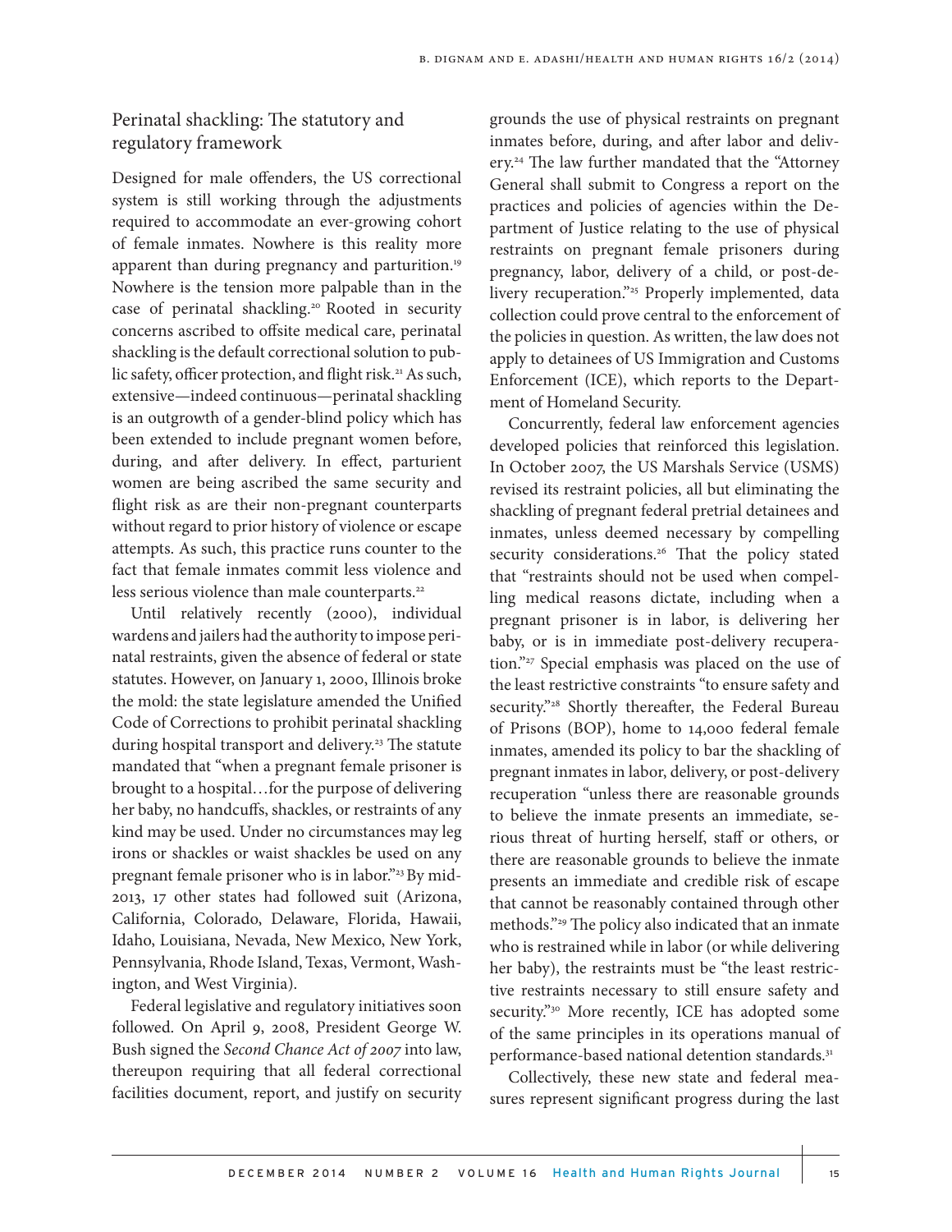## Perinatal shackling: The statutory and regulatory framework

Designed for male offenders, the US correctional system is still working through the adjustments required to accommodate an ever-growing cohort of female inmates. Nowhere is this reality more apparent than during pregnancy and parturition.[19] Nowhere is the tension more palpable than in the case of perinatal shackling.[20] Rooted in security concerns ascribed to offsite medical care, perinatal shackling is the default correctional solution to public safety, officer protection, and flight risk.[21] As such, extensive—indeed continuous—perinatal shackling is an outgrowth of a gender-blind policy which has been extended to include pregnant women before, during, and after delivery. In effect, parturient women are being ascribed the same security and flight risk as are their non-pregnant counterparts without regard to prior history of violence or escape attempts. As such, this practice runs counter to the fact that female inmates commit less violence and less serious violence than male counterparts.[22]

Until relatively recently (2000), individual wardens and jailers had the authority to impose perinatal restraints, given the absence of federal or state statutes. However, on January 1, 2000, Illinois broke the mold: the state legislature amended the Unified Code of Corrections to prohibit perinatal shackling during hospital transport and delivery.[23] The statute mandated that "when a pregnant female prisoner is brought to a hospital…for the purpose of delivering her baby, no handcuffs, shackles, or restraints of any kind may be used. Under no circumstances may leg irons or shackles or waist shackles be used on any pregnant female prisoner who is in labor."[23] By mid-2013, 17 other states had followed suit (Arizona, California, Colorado, Delaware, Florida, Hawaii, Idaho, Louisiana, Nevada, New Mexico, New York, Pennsylvania, Rhode Island, Texas, Vermont, Washington, and West Virginia).

Federal legislative and regulatory initiatives soon followed. On April 9, 2008, President George W. Bush signed the *Second Chance Act of 2007* into law, thereupon requiring that all federal correctional facilities document, report, and justify on security grounds the use of physical restraints on pregnant inmates before, during, and after labor and delivery.[24] The law further mandated that the "Attorney General shall submit to Congress a report on the practices and policies of agencies within the Department of Justice relating to the use of physical restraints on pregnant female prisoners during pregnancy, labor, delivery of a child, or post-delivery recuperation."[25] Properly implemented, data collection could prove central to the enforcement of the policies in question. As written, the law does not apply to detainees of US Immigration and Customs Enforcement (ICE), which reports to the Department of Homeland Security.

Concurrently, federal law enforcement agencies developed policies that reinforced this legislation. In October 2007, the US Marshals Service (USMS) revised its restraint policies, all but eliminating the shackling of pregnant federal pretrial detainees and inmates, unless deemed necessary by compelling security considerations.[26] That the policy stated that "restraints should not be used when compelling medical reasons dictate, including when a pregnant prisoner is in labor, is delivering her baby, or is in immediate post-delivery recuperation."[27] Special emphasis was placed on the use of the least restrictive constraints "to ensure safety and security."[28] Shortly thereafter, the Federal Bureau of Prisons (BOP), home to 14,000 federal female inmates, amended its policy to bar the shackling of pregnant inmates in labor, delivery, or post-delivery recuperation "unless there are reasonable grounds to believe the inmate presents an immediate, serious threat of hurting herself, staff or others, or there are reasonable grounds to believe the inmate presents an immediate and credible risk of escape that cannot be reasonably contained through other methods."[29] The policy also indicated that an inmate who is restrained while in labor (or while delivering her baby), the restraints must be "the least restrictive restraints necessary to still ensure safety and security."[30] More recently, ICE has adopted some of the same principles in its operations manual of performance-based national detention standards.[31]

Collectively, these new state and federal measures represent significant progress during the last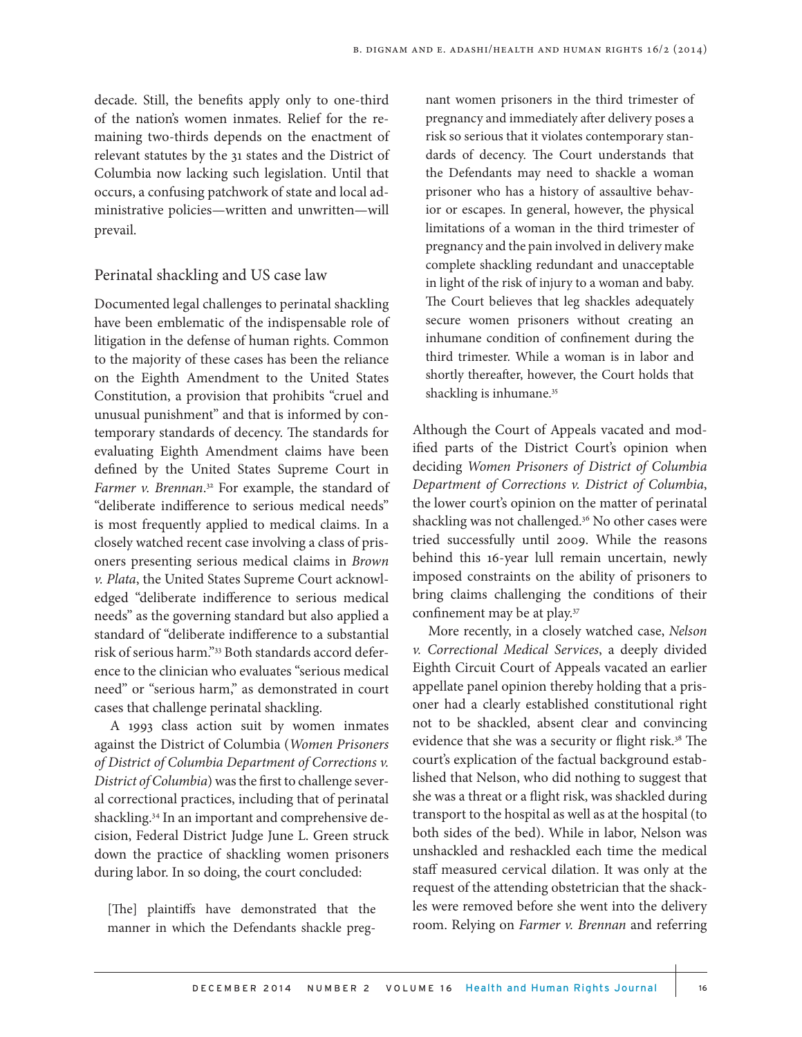decade. Still, the benefits apply only to one-third of the nation's women inmates. Relief for the remaining two-thirds depends on the enactment of relevant statutes by the 31 states and the District of Columbia now lacking such legislation. Until that occurs, a confusing patchwork of state and local administrative policies—written and unwritten—will prevail.

## Perinatal shackling and US case law

Documented legal challenges to perinatal shackling have been emblematic of the indispensable role of litigation in the defense of human rights. Common to the majority of these cases has been the reliance on the Eighth Amendment to the United States Constitution, a provision that prohibits "cruel and unusual punishment" and that is informed by contemporary standards of decency. The standards for evaluating Eighth Amendment claims have been defined by the United States Supreme Court in *Farmer v. Brennan*.[32] For example, the standard of "deliberate indifference to serious medical needs" is most frequently applied to medical claims. In a closely watched recent case involving a class of prisoners presenting serious medical claims in *Brown v. Plata*, the United States Supreme Court acknowledged "deliberate indifference to serious medical needs" as the governing standard but also applied a standard of "deliberate indifference to a substantial risk of serious harm."[33] Both standards accord deference to the clinician who evaluates "serious medical need" or "serious harm," as demonstrated in court cases that challenge perinatal shackling.

A 1993 class action suit by women inmates against the District of Columbia (*Women Prisoners of District of Columbia Department of Corrections v. District of Columbia*) was the first to challenge several correctional practices, including that of perinatal shackling.[34] In an important and comprehensive decision, Federal District Judge June L. Green struck down the practice of shackling women prisoners during labor. In so doing, the court concluded:

> [The] plaintiffs have demonstrated that the manner in which the Defendants shackle pregnant women prisoners in the third trimester of pregnancy and immediately after delivery poses a risk so serious that it violates contemporary standards of decency. The Court understands that the Defendants may need to shackle a woman prisoner who has a history of assaultive behavior or escapes. In general, however, the physical limitations of a woman in the third trimester of pregnancy and the pain involved in delivery make complete shackling redundant and unacceptable in light of the risk of injury to a woman and baby. The Court believes that leg shackles adequately secure women prisoners without creating an inhumane condition of confinement during the third trimester. While a woman is in labor and shortly thereafter, however, the Court holds that shackling is inhumane.[35]

Although the Court of Appeals vacated and modified parts of the District Court's opinion when deciding *Women Prisoners of District of Columbia Department of Corrections v. District of Columbia*, the lower court's opinion on the matter of perinatal shackling was not challenged.[36] No other cases were tried successfully until 2009. While the reasons behind this 16-year lull remain uncertain, newly imposed constraints on the ability of prisoners to bring claims challenging the conditions of their confinement may be at play.[37]

More recently, in a closely watched case, *Nelson v. Correctional Medical Services*, a deeply divided Eighth Circuit Court of Appeals vacated an earlier appellate panel opinion thereby holding that a prisoner had a clearly established constitutional right not to be shackled, absent clear and convincing evidence that she was a security or flight risk.[38] The court's explication of the factual background established that Nelson, who did nothing to suggest that she was a threat or a flight risk, was shackled during transport to the hospital as well as at the hospital (to both sides of the bed). While in labor, Nelson was unshackled and reshackled each time the medical staff measured cervical dilation. It was only at the request of the attending obstetrician that the shackles were removed before she went into the delivery room. Relying on *Farmer v. Brennan* and referring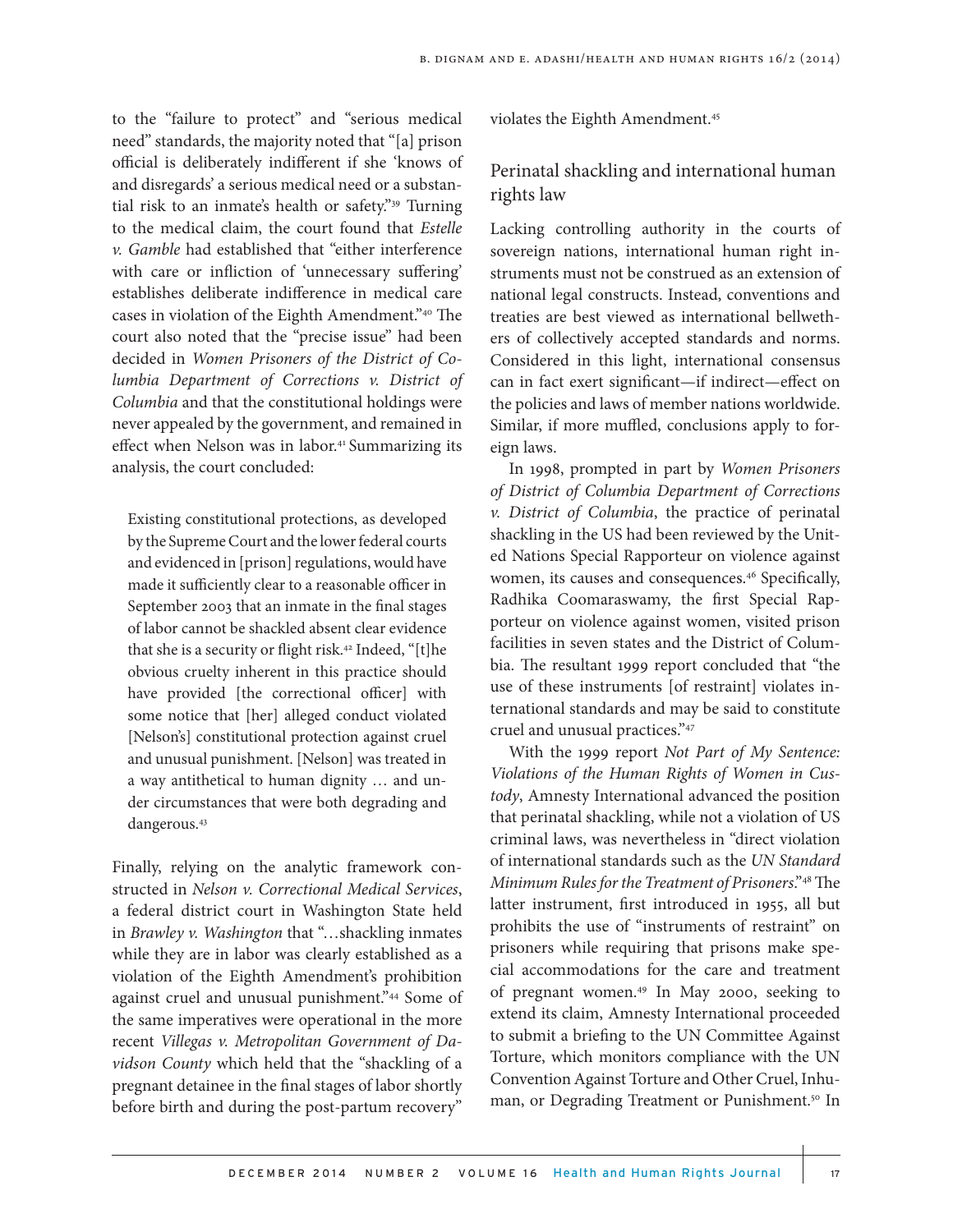to the "failure to protect" and "serious medical need" standards, the majority noted that "[a] prison official is deliberately indifferent if she 'knows of and disregards' a serious medical need or a substantial risk to an inmate's health or safety."[39] Turning to the medical claim, the court found that *Estelle v. Gamble* had established that "either interference with care or infliction of 'unnecessary suffering' establishes deliberate indifference in medical care cases in violation of the Eighth Amendment."[40] The court also noted that the "precise issue" had been decided in *Women Prisoners of the District of Columbia Department of Corrections v. District of Columbia* and that the constitutional holdings were never appealed by the government, and remained in effect when Nelson was in labor.[41] Summarizing its analysis, the court concluded:

> Existing constitutional protections, as developed by the Supreme Court and the lower federal courts and evidenced in [prison] regulations, would have made it sufficiently clear to a reasonable officer in September 2003 that an inmate in the final stages of labor cannot be shackled absent clear evidence that she is a security or flight risk.[42] Indeed, "[t]he obvious cruelty inherent in this practice should have provided [the correctional officer] with some notice that [her] alleged conduct violated [Nelson's] constitutional protection against cruel and unusual punishment. [Nelson] was treated in a way antithetical to human dignity … and under circumstances that were both degrading and dangerous.[43]

Finally, relying on the analytic framework constructed in *Nelson v. Correctional Medical Services*, a federal district court in Washington State held in *Brawley v. Washington* that "…shackling inmates while they are in labor was clearly established as a violation of the Eighth Amendment's prohibition against cruel and unusual punishment."[44] Some of the same imperatives were operational in the more recent *Villegas v. Metropolitan Government of Davidson County* which held that the "shackling of a pregnant detainee in the final stages of labor shortly before birth and during the post-partum recovery" violates the Eighth Amendment.[45]

## Perinatal shackling and international human rights law

Lacking controlling authority in the courts of sovereign nations, international human right instruments must not be construed as an extension of national legal constructs. Instead, conventions and treaties are best viewed as international bellwethers of collectively accepted standards and norms. Considered in this light, international consensus can in fact exert significant—if indirect—effect on the policies and laws of member nations worldwide. Similar, if more muffled, conclusions apply to foreign laws.

In 1998, prompted in part by *Women Prisoners of District of Columbia Department of Corrections v. District of Columbia*, the practice of perinatal shackling in the US had been reviewed by the United Nations Special Rapporteur on violence against women, its causes and consequences.[46] Specifically, Radhika Coomaraswamy, the first Special Rapporteur on violence against women, visited prison facilities in seven states and the District of Columbia. The resultant 1999 report concluded that "the use of these instruments [of restraint] violates international standards and may be said to constitute cruel and unusual practices."[47]

With the 1999 report *Not Part of My Sentence: Violations of the Human Rights of Women in Custody*, Amnesty International advanced the position that perinatal shackling, while not a violation of US criminal laws, was nevertheless in "direct violation of international standards such as the *UN Standard Minimum Rules for the Treatment of Prisoners*."[48] The latter instrument, first introduced in 1955, all but prohibits the use of "instruments of restraint" on prisoners while requiring that prisons make special accommodations for the care and treatment of pregnant women.[49] In May 2000, seeking to extend its claim, Amnesty International proceeded to submit a briefing to the UN Committee Against Torture, which monitors compliance with the UN Convention Against Torture and Other Cruel, Inhuman, or Degrading Treatment or Punishment.[50] In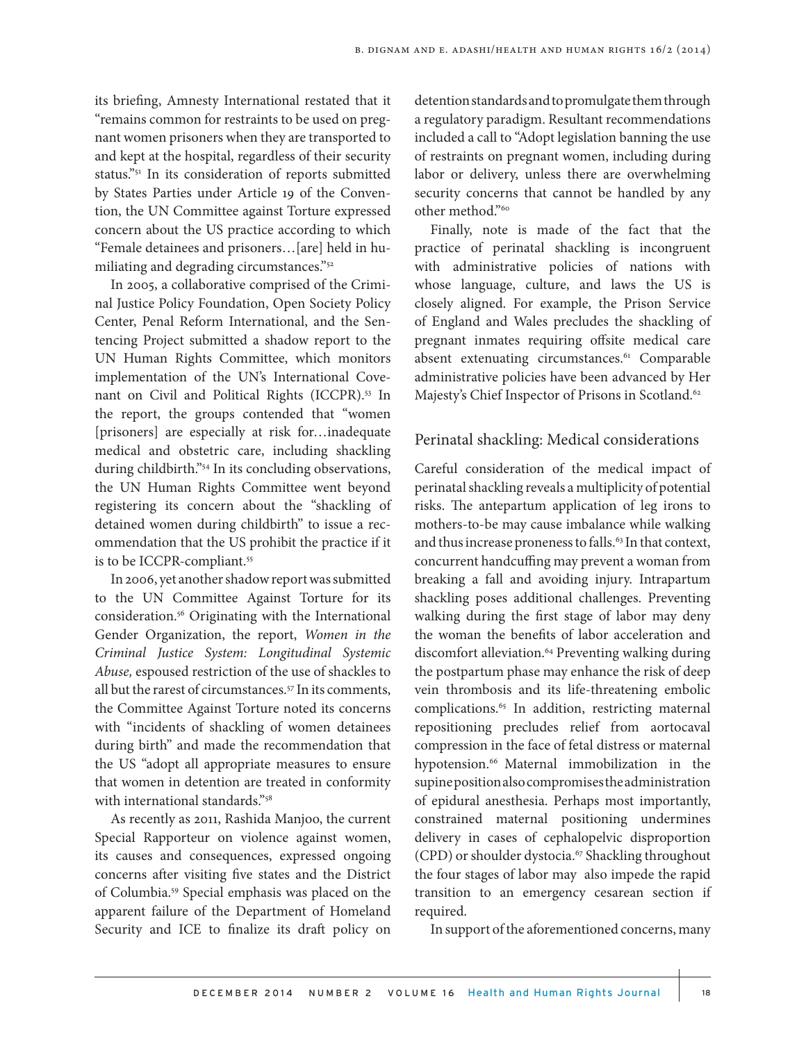its briefing, Amnesty International restated that it "remains common for restraints to be used on pregnant women prisoners when they are transported to and kept at the hospital, regardless of their security status."[51] In its consideration of reports submitted by States Parties under Article 19 of the Convention, the UN Committee against Torture expressed concern about the US practice according to which "Female detainees and prisoners…[are] held in humiliating and degrading circumstances."[52]

In 2005, a collaborative comprised of the Criminal Justice Policy Foundation, Open Society Policy Center, Penal Reform International, and the Sentencing Project submitted a shadow report to the UN Human Rights Committee, which monitors implementation of the UN's International Covenant on Civil and Political Rights (ICCPR).[53] In the report, the groups contended that "women [prisoners] are especially at risk for…inadequate medical and obstetric care, including shackling during childbirth."[54] In its concluding observations, the UN Human Rights Committee went beyond registering its concern about the "shackling of detained women during childbirth" to issue a recommendation that the US prohibit the practice if it is to be ICCPR-compliant.[55]

In 2006, yet another shadow report was submitted to the UN Committee Against Torture for its consideration.[56] Originating with the International Gender Organization, the report, *Women in the Criminal Justice System: Longitudinal Systemic Abuse,* espoused restriction of the use of shackles to all but the rarest of circumstances.[57] In its comments, the Committee Against Torture noted its concerns with "incidents of shackling of women detainees during birth" and made the recommendation that the US "adopt all appropriate measures to ensure that women in detention are treated in conformity with international standards."[58]

As recently as 2011, Rashida Manjoo, the current Special Rapporteur on violence against women, its causes and consequences, expressed ongoing concerns after visiting five states and the District of Columbia.[59] Special emphasis was placed on the apparent failure of the Department of Homeland Security and ICE to finalize its draft policy on detention standards and to promulgate them through a regulatory paradigm. Resultant recommendations included a call to "Adopt legislation banning the use of restraints on pregnant women, including during labor or delivery, unless there are overwhelming security concerns that cannot be handled by any other method."[60]

Finally, note is made of the fact that the practice of perinatal shackling is incongruent with administrative policies of nations with whose language, culture, and laws the US is closely aligned. For example, the Prison Service of England and Wales precludes the shackling of pregnant inmates requiring offsite medical care absent extenuating circumstances.[61] Comparable administrative policies have been advanced by Her Majesty's Chief Inspector of Prisons in Scotland.[62]

## Perinatal shackling: Medical considerations

Careful consideration of the medical impact of perinatal shackling reveals a multiplicity of potential risks. The antepartum application of leg irons to mothers-to-be may cause imbalance while walking and thus increase proneness to falls.[63] In that context, concurrent handcuffing may prevent a woman from breaking a fall and avoiding injury. Intrapartum shackling poses additional challenges. Preventing walking during the first stage of labor may deny the woman the benefits of labor acceleration and discomfort alleviation.[64] Preventing walking during the postpartum phase may enhance the risk of deep vein thrombosis and its life-threatening embolic complications.[65] In addition, restricting maternal repositioning precludes relief from aortocaval compression in the face of fetal distress or maternal hypotension.[66] Maternal immobilization in the supine position also compromises the administration of epidural anesthesia. Perhaps most importantly, constrained maternal positioning undermines delivery in cases of cephalopelvic disproportion (CPD) or shoulder dystocia.[67] Shackling throughout the four stages of labor may also impede the rapid transition to an emergency cesarean section if required.

In support of the aforementioned concerns, many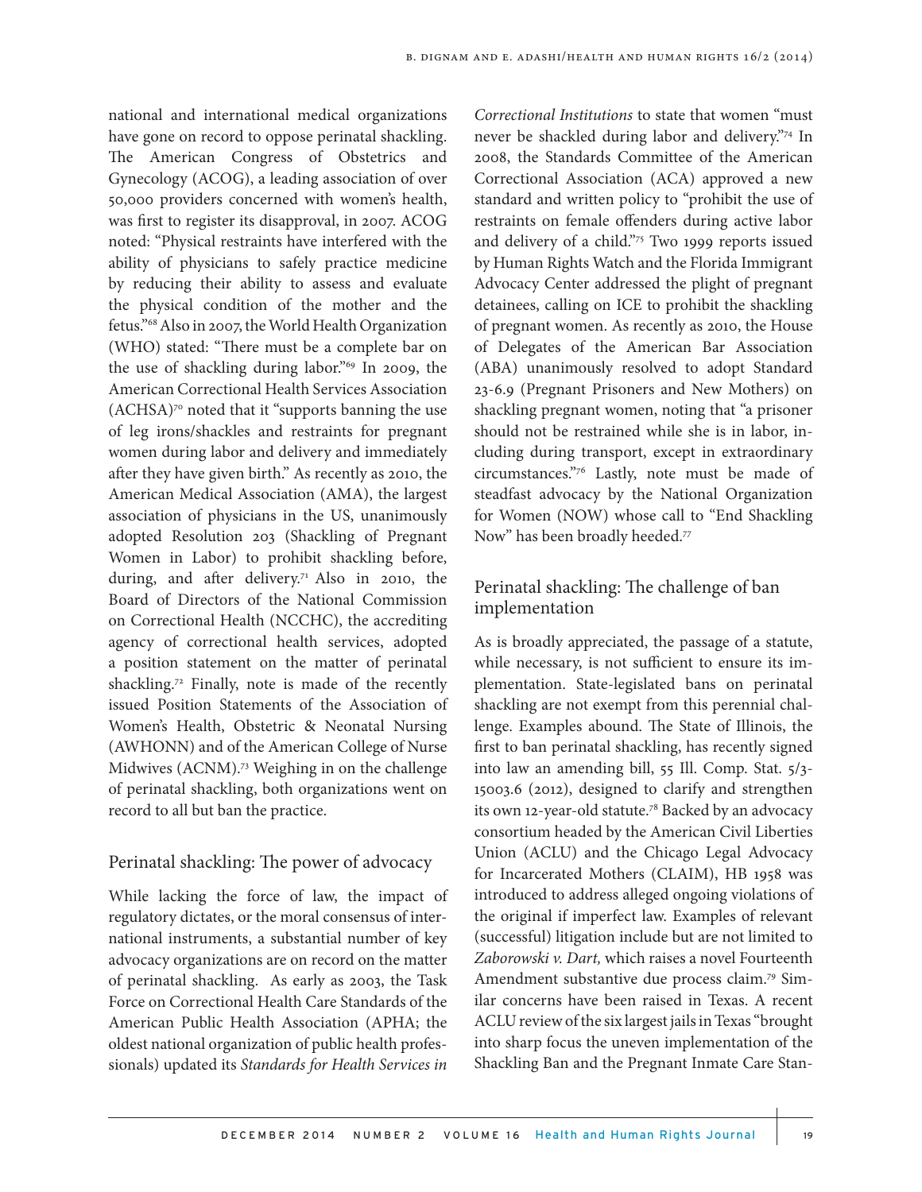national and international medical organizations have gone on record to oppose perinatal shackling. The American Congress of Obstetrics and Gynecology (ACOG), a leading association of over 50,000 providers concerned with women's health, was first to register its disapproval, in 2007. ACOG noted: "Physical restraints have interfered with the ability of physicians to safely practice medicine by reducing their ability to assess and evaluate the physical condition of the mother and the fetus."[68] Also in 2007, the World Health Organization (WHO) stated: "There must be a complete bar on the use of shackling during labor."[69] In 2009, the American Correctional Health Services Association (ACHSA)[70] noted that it "supports banning the use of leg irons/shackles and restraints for pregnant women during labor and delivery and immediately after they have given birth." As recently as 2010, the American Medical Association (AMA), the largest association of physicians in the US, unanimously adopted Resolution 203 (Shackling of Pregnant Women in Labor) to prohibit shackling before, during, and after delivery.[71] Also in 2010, the Board of Directors of the National Commission on Correctional Health (NCCHC), the accrediting agency of correctional health services, adopted a position statement on the matter of perinatal shackling.[72] Finally, note is made of the recently issued Position Statements of the Association of Women's Health, Obstetric & Neonatal Nursing (AWHONN) and of the American College of Nurse Midwives (ACNM).[73] Weighing in on the challenge of perinatal shackling, both organizations went on record to all but ban the practice.

## Perinatal shackling: The power of advocacy

While lacking the force of law, the impact of regulatory dictates, or the moral consensus of international instruments, a substantial number of key advocacy organizations are on record on the matter of perinatal shackling. As early as 2003, the Task Force on Correctional Health Care Standards of the American Public Health Association (APHA; the oldest national organization of public health professionals) updated its *Standards for Health Services in Correctional Institutions* to state that women "must never be shackled during labor and delivery."[74] In 2008, the Standards Committee of the American Correctional Association (ACA) approved a new standard and written policy to "prohibit the use of restraints on female offenders during active labor and delivery of a child."[75] Two 1999 reports issued by Human Rights Watch and the Florida Immigrant Advocacy Center addressed the plight of pregnant detainees, calling on ICE to prohibit the shackling of pregnant women. As recently as 2010, the House of Delegates of the American Bar Association (ABA) unanimously resolved to adopt Standard 23-6.9 (Pregnant Prisoners and New Mothers) on shackling pregnant women, noting that "a prisoner should not be restrained while she is in labor, including during transport, except in extraordinary circumstances."[76] Lastly, note must be made of steadfast advocacy by the National Organization for Women (NOW) whose call to "End Shackling Now" has been broadly heeded.[77]

## Perinatal shackling: The challenge of ban implementation

As is broadly appreciated, the passage of a statute, while necessary, is not sufficient to ensure its implementation. State-legislated bans on perinatal shackling are not exempt from this perennial challenge. Examples abound. The State of Illinois, the first to ban perinatal shackling, has recently signed into law an amending bill, 55 Ill. Comp. Stat. 5/3-15003.6 (2012), designed to clarify and strengthen its own 12-year-old statute.[78] Backed by an advocacy consortium headed by the American Civil Liberties Union (ACLU) and the Chicago Legal Advocacy for Incarcerated Mothers (CLAIM), HB 1958 was introduced to address alleged ongoing violations of the original if imperfect law. Examples of relevant (successful) litigation include but are not limited to *Zaborowski v. Dart,* which raises a novel Fourteenth Amendment substantive due process claim.[79] Similar concerns have been raised in Texas. A recent ACLU review of the six largest jails in Texas "brought into sharp focus the uneven implementation of the Shackling Ban and the Pregnant Inmate Care Stan-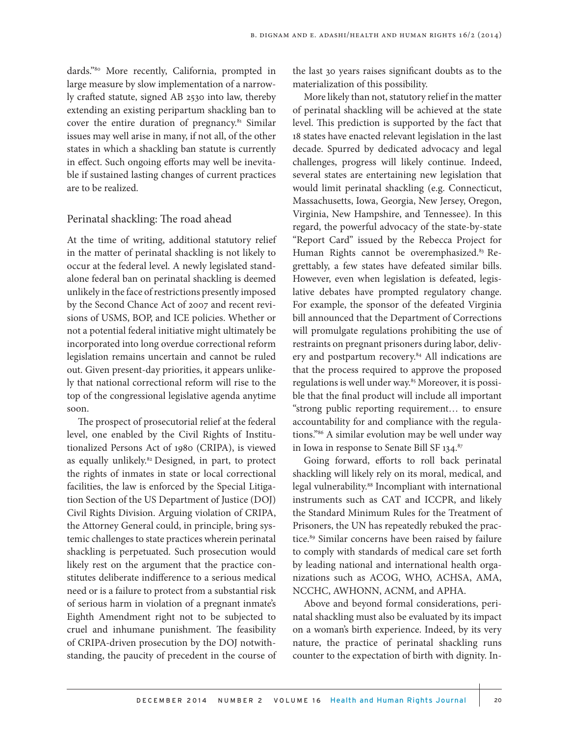dards."[80] More recently, California, prompted in large measure by slow implementation of a narrowly crafted statute, signed AB 2530 into law, thereby extending an existing peripartum shackling ban to cover the entire duration of pregnancy.[81] Similar issues may well arise in many, if not all, of the other states in which a shackling ban statute is currently in effect. Such ongoing efforts may well be inevitable if sustained lasting changes of current practices are to be realized.

## Perinatal shackling: The road ahead

At the time of writing, additional statutory relief in the matter of perinatal shackling is not likely to occur at the federal level. A newly legislated standalone federal ban on perinatal shackling is deemed unlikely in the face of restrictions presently imposed by the Second Chance Act of 2007 and recent revisions of USMS, BOP, and ICE policies. Whether or not a potential federal initiative might ultimately be incorporated into long overdue correctional reform legislation remains uncertain and cannot be ruled out. Given present-day priorities, it appears unlikely that national correctional reform will rise to the top of the congressional legislative agenda anytime soon.

The prospect of prosecutorial relief at the federal level, one enabled by the Civil Rights of Institutionalized Persons Act of 1980 (CRIPA), is viewed as equally unlikely.[82] Designed, in part, to protect the rights of inmates in state or local correctional facilities, the law is enforced by the Special Litigation Section of the US Department of Justice (DOJ) Civil Rights Division. Arguing violation of CRIPA, the Attorney General could, in principle, bring systemic challenges to state practices wherein perinatal shackling is perpetuated. Such prosecution would likely rest on the argument that the practice constitutes deliberate indifference to a serious medical need or is a failure to protect from a substantial risk of serious harm in violation of a pregnant inmate's Eighth Amendment right not to be subjected to cruel and inhumane punishment. The feasibility of CRIPA-driven prosecution by the DOJ notwithstanding, the paucity of precedent in the course of the last 30 years raises significant doubts as to the materialization of this possibility.

More likely than not, statutory relief in the matter of perinatal shackling will be achieved at the state level. This prediction is supported by the fact that 18 states have enacted relevant legislation in the last decade. Spurred by dedicated advocacy and legal challenges, progress will likely continue. Indeed, several states are entertaining new legislation that would limit perinatal shackling (e.g. Connecticut, Massachusetts, Iowa, Georgia, New Jersey, Oregon, Virginia, New Hampshire, and Tennessee). In this regard, the powerful advocacy of the state-by-state "Report Card" issued by the Rebecca Project for Human Rights cannot be overemphasized.[83] Regrettably, a few states have defeated similar bills. However, even when legislation is defeated, legislative debates have prompted regulatory change. For example, the sponsor of the defeated Virginia bill announced that the Department of Corrections will promulgate regulations prohibiting the use of restraints on pregnant prisoners during labor, delivery and postpartum recovery.[84] All indications are that the process required to approve the proposed regulations is well under way.[85] Moreover, it is possible that the final product will include all important "strong public reporting requirement… to ensure accountability for and compliance with the regulations."[86] A similar evolution may be well under way in Iowa in response to Senate Bill SF 134.[87]

Going forward, efforts to roll back perinatal shackling will likely rely on its moral, medical, and legal vulnerability.[88] Incompliant with international instruments such as CAT and ICCPR, and likely the Standard Minimum Rules for the Treatment of Prisoners, the UN has repeatedly rebuked the practice.[89] Similar concerns have been raised by failure to comply with standards of medical care set forth by leading national and international health organizations such as ACOG, WHO, ACHSA, AMA, NCCHC, AWHONN, ACNM, and APHA.

Above and beyond formal considerations, perinatal shackling must also be evaluated by its impact on a woman's birth experience. Indeed, by its very nature, the practice of perinatal shackling runs counter to the expectation of birth with dignity. In-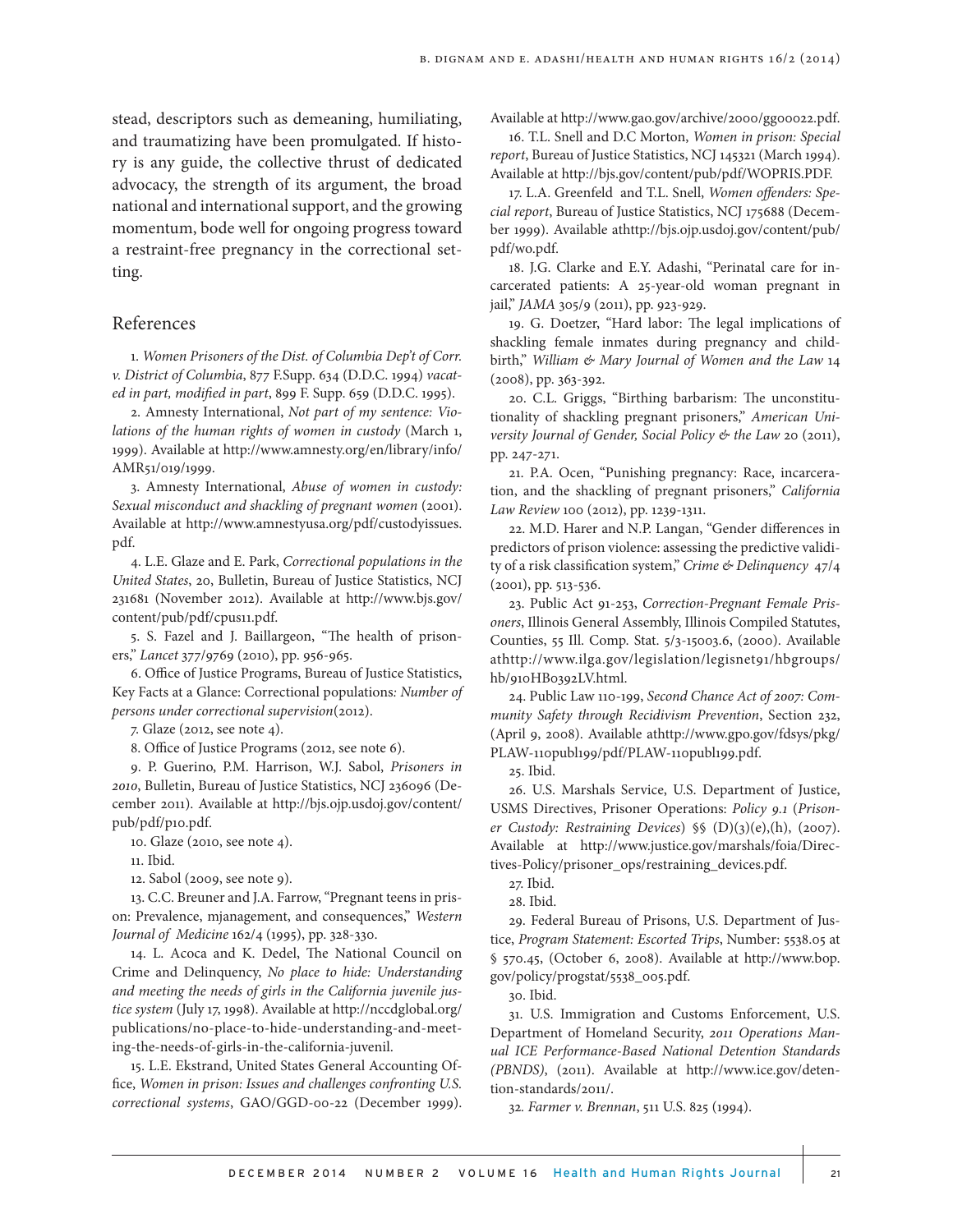stead, descriptors such as demeaning, humiliating, and traumatizing have been promulgated. If history is any guide, the collective thrust of dedicated advocacy, the strength of its argument, the broad national and international support, and the growing momentum, bode well for ongoing progress toward a restraint-free pregnancy in the correctional setting.

## References

1. *Women Prisoners of the Dist. of Columbia Dep't of Corr. v. District of Columbia*, 877 F.Supp. 634 (D.D.C. 1994) *vacated in part, modified in part*, 899 F. Supp. 659 (D.D.C. 1995).

2. Amnesty International, *Not part of my sentence: Violations of the human rights of women in custody* (March 1, 1999). Available at http://www.amnesty.org/en/library/info/AMR51/019/1999.

3. Amnesty International, *Abuse of women in custody: Sexual misconduct and shackling of pregnant women* (2001). Available at http://www.amnestyusa.org/pdf/custodyissues.pdf.

4. L.E. Glaze and E. Park, *Correctional populations in the United States*, 20, Bulletin, Bureau of Justice Statistics, NCJ 231681 (November 2012). Available at http://www.bjs.gov/content/pub/pdf/cpus11.pdf.

5. S. Fazel and J. Baillargeon, "The health of prisoners," *Lancet* 377/9769 (2010), pp. 956-965.

6. Office of Justice Programs, Bureau of Justice Statistics, Key Facts at a Glance: Correctional populations*: Number of persons under correctional supervision*(2012).

7. Glaze (2012, see note 4).

8. Office of Justice Programs (2012, see note 6).

9. P. Guerino, P.M. Harrison, W.J. Sabol, *Prisoners in 2010*, Bulletin, Bureau of Justice Statistics, NCJ 236096 (December 2011). Available at http://bjs.ojp.usdoj.gov/content/pub/pdf/p10.pdf.

10. Glaze (2010, see note 4).

11. Ibid.

12. Sabol (2009, see note 9).

13. C.C. Breuner and J.A. Farrow, "Pregnant teens in prison: Prevalence, mjanagement, and consequences," *Western Journal of Medicine* 162/4 (1995), pp. 328-330.

14. L. Acoca and K. Dedel, The National Council on Crime and Delinquency, *No place to hide: Understanding and meeting the needs of girls in the California juvenile justice system* (July 17, 1998). Available at http://nccdglobal.org/publications/no-place-to-hide-understanding-and-meeting-the-needs-of-girls-in-the-california-juvenil.

15. L.E. Ekstrand, United States General Accounting Office, *Women in prison: Issues and challenges confronting U.S. correctional systems*, GAO/GGD-00-22 (December 1999). Available at http://www.gao.gov/archive/2000/gg00022.pdf.

16. T.L. Snell and D.C Morton, *Women in prison: Special report*, Bureau of Justice Statistics, NCJ 145321 (March 1994). Available at http://bjs.gov/content/pub/pdf/WOPRIS.PDF.

17. L.A. Greenfeld and T.L. Snell, *Women offenders: Special report*, Bureau of Justice Statistics, NCJ 175688 (December 1999). Available athttp://bjs.ojp.usdoj.gov/content/pub/pdf/wo.pdf.

18. J.G. Clarke and E.Y. Adashi, "Perinatal care for incarcerated patients: A 25-year-old woman pregnant in jail," *JAMA* 305/9 (2011), pp. 923-929.

19. G. Doetzer, "Hard labor: The legal implications of shackling female inmates during pregnancy and childbirth," *William & Mary Journal of Women and the Law* 14 (2008), pp. 363-392.

20. C.L. Griggs, "Birthing barbarism: The unconstitutionality of shackling pregnant prisoners," *American University Journal of Gender, Social Policy & the Law* 20 (2011), pp. 247-271.

21. P.A. Ocen, "Punishing pregnancy: Race, incarceration, and the shackling of pregnant prisoners," *California Law Review* 100 (2012), pp. 1239-1311.

22. M.D. Harer and N.P. Langan, "Gender differences in predictors of prison violence: assessing the predictive validity of a risk classification system," *Crime & Delinquency* 47/4 (2001), pp. 513-536.

23. Public Act 91-253, *Correction-Pregnant Female Prisoners*, Illinois General Assembly, Illinois Compiled Statutes, Counties, 55 Ill. Comp. Stat. 5/3-15003.6, (2000). Available athttp://www.ilga.gov/legislation/legisnet91/hbgroups/hb/910HB0392LV.html.

24. Public Law 110-199, *Second Chance Act of 2007: Community Safety through Recidivism Prevention*, Section 232, (April 9, 2008). Available athttp://www.gpo.gov/fdsys/pkg/PLAW-110publ199/pdf/PLAW-110publ199.pdf.

25. Ibid.

26. U.S. Marshals Service, U.S. Department of Justice, USMS Directives, Prisoner Operations: *Policy 9.1* (*Prisoner Custody: Restraining Devices*) §§ (D)(3)(e),(h), (2007). Available at http://www.justice.gov/marshals/foia/Directives-Policy/prisoner_ops/restraining_devices.pdf.

27. Ibid.

28. Ibid.

29. Federal Bureau of Prisons, U.S. Department of Justice, *Program Statement: Escorted Trips*, Number: 5538.05 at § 570.45, (October 6, 2008). Available at http://www.bop.gov/policy/progstat/5538_005.pdf.

30. Ibid.

31. U.S. Immigration and Customs Enforcement, U.S. Department of Homeland Security, *2011 Operations Manual ICE Performance-Based National Detention Standards (PBNDS)*, (2011). Available at http://www.ice.gov/detention-standards/2011/.

32. *Farmer v. Brennan*, 511 U.S. 825 (1994).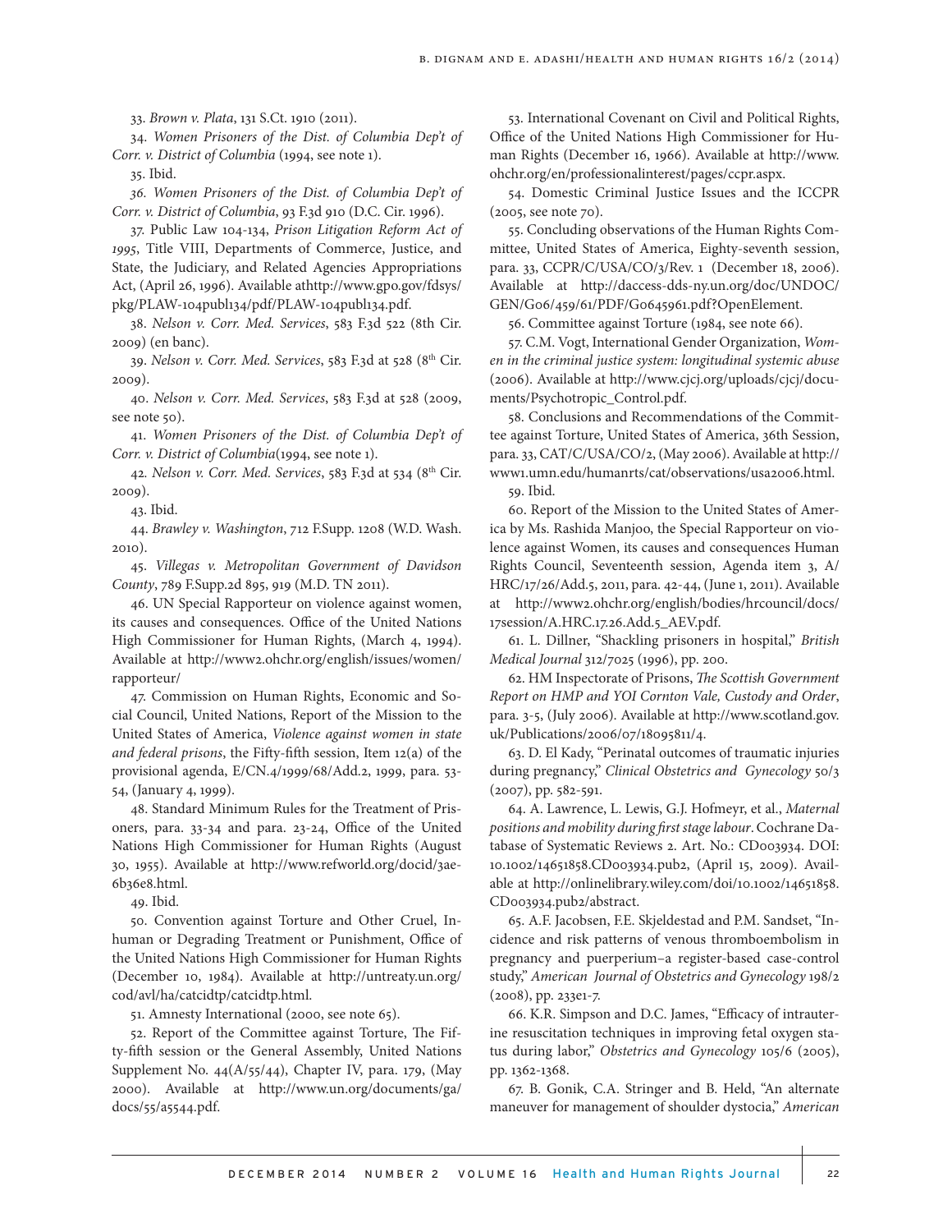33. *Brown v. Plata*, 131 S.Ct. 1910 (2011).

34. *Women Prisoners of the Dist. of Columbia Dep't of Corr. v. District of Columbia* (1994, see note 1).

35. Ibid.

*36. Women Prisoners of the Dist. of Columbia Dep't of Corr. v. District of Columbia*, 93 F.3d 910 (D.C. Cir. 1996).

37. Public Law 104-134, *Prison Litigation Reform Act of 1995*, Title VIII, Departments of Commerce, Justice, and State, the Judiciary, and Related Agencies Appropriations Act, (April 26, 1996). Available athttp://www.gpo.gov/fdsys/pkg/PLAW-104publ134/pdf/PLAW-104publ134.pdf.

38. *Nelson v. Corr. Med. Services*, 583 F.3d 522 (8th Cir. 2009) (en banc).

39. *Nelson v. Corr. Med. Services*, 583 F.3d at 528 (8th Cir. 2009).

40. *Nelson v. Corr. Med. Services*, 583 F.3d at 528 (2009, see note 50).

41. *Women Prisoners of the Dist. of Columbia Dep't of Corr. v. District of Columbia*(1994, see note 1).

42. *Nelson v. Corr. Med. Services*, 583 F.3d at 534 (8th Cir. 2009).

43. Ibid.

44. *Brawley v. Washington*, 712 F.Supp. 1208 (W.D. Wash. 2010).

45. *Villegas v. Metropolitan Government of Davidson County*, 789 F.Supp.2d 895, 919 (M.D. TN 2011).

46. UN Special Rapporteur on violence against women, its causes and consequences. Office of the United Nations High Commissioner for Human Rights, (March 4, 1994). Available at http://www2.ohchr.org/english/issues/women/rapporteur/

47. Commission on Human Rights, Economic and Social Council, United Nations, Report of the Mission to the United States of America, *Violence against women in state and federal prisons*, the Fifty-fifth session, Item 12(a) of the provisional agenda, E/CN.4/1999/68/Add.2, 1999, para. 53-54, (January 4, 1999).

48. Standard Minimum Rules for the Treatment of Prisoners, para. 33-34 and para. 23-24, Office of the United Nations High Commissioner for Human Rights (August 30, 1955). Available at http://www.refworld.org/docid/3ae6b36e8.html.

49. Ibid.

50. Convention against Torture and Other Cruel, Inhuman or Degrading Treatment or Punishment, Office of the United Nations High Commissioner for Human Rights (December 10, 1984). Available at http://untreaty.un.org/cod/avl/ha/catcidtp/catcidtp.html.

51. Amnesty International (2000, see note 65).

52. Report of the Committee against Torture, The Fifty-fifth session or the General Assembly, United Nations Supplement No. 44(A/55/44), Chapter IV, para. 179, (May 2000). Available at http://www.un.org/documents/ga/docs/55/a5544.pdf.

53. International Covenant on Civil and Political Rights, Office of the United Nations High Commissioner for Human Rights (December 16, 1966). Available at http://www.ohchr.org/en/professionalinterest/pages/ccpr.aspx.

54. Domestic Criminal Justice Issues and the ICCPR (2005, see note 70).

55. Concluding observations of the Human Rights Committee, United States of America, Eighty-seventh session, para. 33, CCPR/C/USA/CO/3/Rev. 1 (December 18, 2006). Available at http://daccess-dds-ny.un.org/doc/UNDOC/GEN/G06/459/61/PDF/G0645961.pdf?OpenElement.

56. Committee against Torture (1984, see note 66).

57. C.M. Vogt, International Gender Organization, *Women in the criminal justice system: longitudinal systemic abuse* (2006). Available at http://www.cjcj.org/uploads/cjcj/documents/Psychotropic_Control.pdf.

58. Conclusions and Recommendations of the Committee against Torture, United States of America, 36th Session, para. 33, CAT/C/USA/CO/2, (May 2006). Available at http://www1.umn.edu/humanrts/cat/observations/usa2006.html.

59. Ibid.

60. Report of the Mission to the United States of America by Ms. Rashida Manjoo, the Special Rapporteur on violence against Women, its causes and consequences Human Rights Council, Seventeenth session, Agenda item 3, A/HRC/17/26/Add.5, 2011, para. 42-44, (June 1, 2011). Available at http://www2.ohchr.org/english/bodies/hrcouncil/docs/17session/A.HRC.17.26.Add.5_AEV.pdf.

61. L. Dillner, "Shackling prisoners in hospital," *British Medical Journal* 312/7025 (1996), pp. 200.

62. HM Inspectorate of Prisons, *The Scottish Government Report on HMP and YOI Cornton Vale, Custody and Order*, para. 3-5, (July 2006). Available at http://www.scotland.gov.uk/Publications/2006/07/18095811/4.

63. D. El Kady, "Perinatal outcomes of traumatic injuries during pregnancy," *Clinical Obstetrics and Gynecology* 50/3 (2007), pp. 582-591.

64. A. Lawrence, L. Lewis, G.J. Hofmeyr, et al., *Maternal positions and mobility during first stage labour*. Cochrane Database of Systematic Reviews 2. Art. No.: CD003934. DOI: 10.1002/14651858.CD003934.pub2, (April 15, 2009). Available at http://onlinelibrary.wiley.com/doi/10.1002/14651858.CD003934.pub2/abstract.

65. A.F. Jacobsen, F.E. Skjeldestad and P.M. Sandset, "Incidence and risk patterns of venous thromboembolism in pregnancy and puerperium–a register-based case-control study," *American Journal of Obstetrics and Gynecology* 198/2 (2008), pp. 233e1-7.

66. K.R. Simpson and D.C. James, "Efficacy of intrauterine resuscitation techniques in improving fetal oxygen status during labor," *Obstetrics and Gynecology* 105/6 (2005), pp. 1362-1368.

67. B. Gonik, C.A. Stringer and B. Held, "An alternate maneuver for management of shoulder dystocia," *American*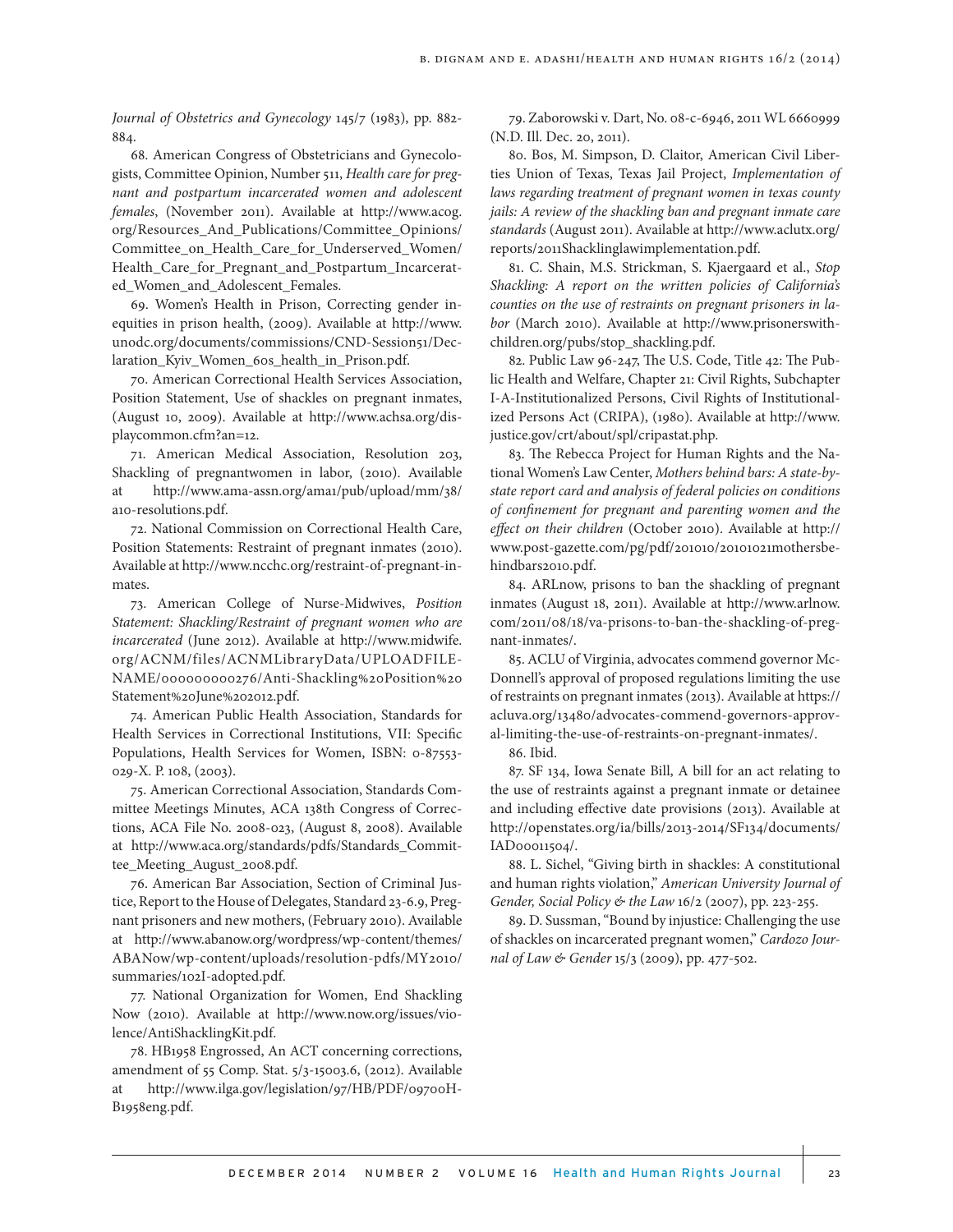*Journal of Obstetrics and Gynecology* 145/7 (1983), pp. 882-884.

68. American Congress of Obstetricians and Gynecologists, Committee Opinion, Number 511, *Health care for pregnant and postpartum incarcerated women and adolescent females*, (November 2011). Available at http://www.acog.org/Resources_And_Publications/Committee_Opinions/Committee_on_Health_Care_for_Underserved_Women/Health_Care_for_Pregnant_and_Postpartum_Incarcerated_Women_and_Adolescent_Females.

69. Women's Health in Prison, Correcting gender inequities in prison health, (2009). Available at http://www.unodc.org/documents/commissions/CND-Session51/Declaration_Kyiv_Women_60s_health_in_Prison.pdf.

70. American Correctional Health Services Association, Position Statement, Use of shackles on pregnant inmates, (August 10, 2009). Available at http://www.achsa.org/displaycommon.cfm?an=12.

71. American Medical Association, Resolution 203, Shackling of pregnantwomen in labor, (2010). Available at http://www.ama-assn.org/ama1/pub/upload/mm/38/a10-resolutions.pdf.

72. National Commission on Correctional Health Care, Position Statements: Restraint of pregnant inmates (2010). Available at http://www.ncchc.org/restraint-of-pregnant-inmates.

73. American College of Nurse-Midwives, *Position Statement: Shackling/Restraint of pregnant women who are incarcerated* (June 2012). Available at http://www.midwife.org/ACNM/files/ACNMLibraryData/UPLOADFILENAME/000000000276/Anti-Shackling%20Position%20Statement%20June%202012.pdf.

74. American Public Health Association, Standards for Health Services in Correctional Institutions, VII: Specific Populations, Health Services for Women, ISBN: 0-87553-029-X. P. 108, (2003).

75. American Correctional Association, Standards Committee Meetings Minutes, ACA 138th Congress of Corrections, ACA File No. 2008-023, (August 8, 2008). Available at http://www.aca.org/standards/pdfs/Standards_Committee_Meeting_August_2008.pdf.

76. American Bar Association, Section of Criminal Justice, Report to the House of Delegates, Standard 23-6.9, Pregnant prisoners and new mothers, (February 2010). Available at http://www.abanow.org/wordpress/wp-content/themes/ABANow/wp-content/uploads/resolution-pdfs/MY2010/summaries/102I-adopted.pdf.

77. National Organization for Women, End Shackling Now (2010). Available at http://www.now.org/issues/violence/AntiShacklingKit.pdf.

78. HB1958 Engrossed, An ACT concerning corrections, amendment of 55 Comp. Stat. 5/3-15003.6, (2012). Available at http://www.ilga.gov/legislation/97/HB/PDF/09700HB1958eng.pdf.

79. Zaborowski v. Dart, No. 08-c-6946, 2011 WL 6660999 (N.D. Ill. Dec. 20, 2011).

80. Bos, M. Simpson, D. Claitor, American Civil Liberties Union of Texas, Texas Jail Project, *Implementation of laws regarding treatment of pregnant women in texas county jails: A review of the shackling ban and pregnant inmate care standards* (August 2011). Available at http://www.aclutx.org/reports/2011Shacklinglawimplementation.pdf.

81. C. Shain, M.S. Strickman, S. Kjaergaard et al., *Stop Shackling: A report on the written policies of California's counties on the use of restraints on pregnant prisoners in labor* (March 2010). Available at http://www.prisonerswithchildren.org/pubs/stop_shackling.pdf.

82. Public Law 96-247, The U.S. Code, Title 42: The Public Health and Welfare, Chapter 21: Civil Rights, Subchapter I-A-Institutionalized Persons, Civil Rights of Institutionalized Persons Act (CRIPA), (1980). Available at http://www.justice.gov/crt/about/spl/cripastat.php.

83. The Rebecca Project for Human Rights and the National Women's Law Center, *Mothers behind bars: A state-by-state report card and analysis of federal policies on conditions of confinement for pregnant and parenting women and the effect on their children* (October 2010). Available at http://www.post-gazette.com/pg/pdf/201010/20101021mothersbehindbars2010.pdf.

84. ARLnow, prisons to ban the shackling of pregnant inmates (August 18, 2011). Available at http://www.arlnow.com/2011/08/18/va-prisons-to-ban-the-shackling-of-pregnant-inmates/.

85. ACLU of Virginia, advocates commend governor McDonnell's approval of proposed regulations limiting the use of restraints on pregnant inmates (2013). Available at https://acluva.org/13480/advocates-commend-governors-approval-limiting-the-use-of-restraints-on-pregnant-inmates/.

86. Ibid.

87. SF 134, Iowa Senate Bill, A bill for an act relating to the use of restraints against a pregnant inmate or detainee and including effective date provisions (2013). Available at http://openstates.org/ia/bills/2013-2014/SF134/documents/IAD00011504/.

88. L. Sichel, "Giving birth in shackles: A constitutional and human rights violation," *American University Journal of Gender, Social Policy & the Law* 16/2 (2007), pp. 223-255.

89. D. Sussman, "Bound by injustice: Challenging the use of shackles on incarcerated pregnant women," *Cardozo Journal of Law & Gender* 15/3 (2009), pp. 477-502.